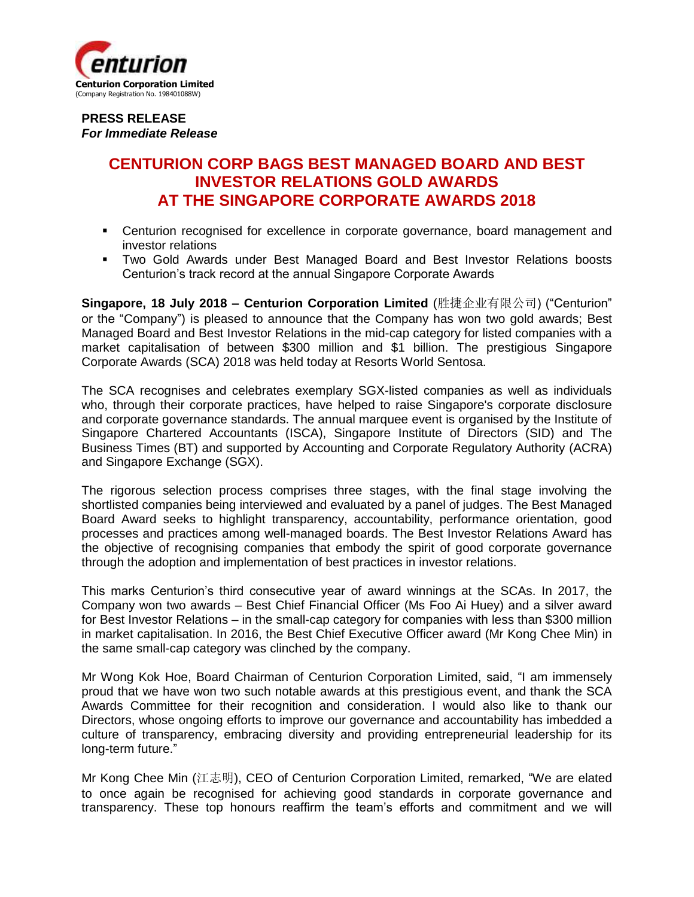Centurion Corporation Limited
(Company Registration No. 198401088W)

**PRESS RELEASE**
***For Immediate Release***

# CENTURION CORP BAGS BEST MANAGED BOARD AND BEST INVESTOR RELATIONS GOLD AWARDS AT THE SINGAPORE CORPORATE AWARDS 2018

- Centurion recognised for excellence in corporate governance, board management and investor relations
- Two Gold Awards under Best Managed Board and Best Investor Relations boosts Centurion's track record at the annual Singapore Corporate Awards

**Singapore, 18 July 2018 – Centurion Corporation Limited** (胜捷企业有限公司) ("Centurion" or the "Company") is pleased to announce that the Company has won two gold awards; Best Managed Board and Best Investor Relations in the mid-cap category for listed companies with a market capitalisation of between $300 million and $1 billion. The prestigious Singapore Corporate Awards (SCA) 2018 was held today at Resorts World Sentosa.

The SCA recognises and celebrates exemplary SGX-listed companies as well as individuals who, through their corporate practices, have helped to raise Singapore's corporate disclosure and corporate governance standards. The annual marquee event is organised by the Institute of Singapore Chartered Accountants (ISCA), Singapore Institute of Directors (SID) and The Business Times (BT) and supported by Accounting and Corporate Regulatory Authority (ACRA) and Singapore Exchange (SGX).

The rigorous selection process comprises three stages, with the final stage involving the shortlisted companies being interviewed and evaluated by a panel of judges. The Best Managed Board Award seeks to highlight transparency, accountability, performance orientation, good processes and practices among well-managed boards. The Best Investor Relations Award has the objective of recognising companies that embody the spirit of good corporate governance through the adoption and implementation of best practices in investor relations.

This marks Centurion's third consecutive year of award winnings at the SCAs. In 2017, the Company won two awards – Best Chief Financial Officer (Ms Foo Ai Huey) and a silver award for Best Investor Relations – in the small-cap category for companies with less than $300 million in market capitalisation. In 2016, the Best Chief Executive Officer award (Mr Kong Chee Min) in the same small-cap category was clinched by the company.

Mr Wong Kok Hoe, Board Chairman of Centurion Corporation Limited, said, "I am immensely proud that we have won two such notable awards at this prestigious event, and thank the SCA Awards Committee for their recognition and consideration. I would also like to thank our Directors, whose ongoing efforts to improve our governance and accountability has imbedded a culture of transparency, embracing diversity and providing entrepreneurial leadership for its long-term future."

Mr Kong Chee Min (江志明), CEO of Centurion Corporation Limited, remarked, "We are elated to once again be recognised for achieving good standards in corporate governance and transparency. These top honours reaffirm the team's efforts and commitment and we will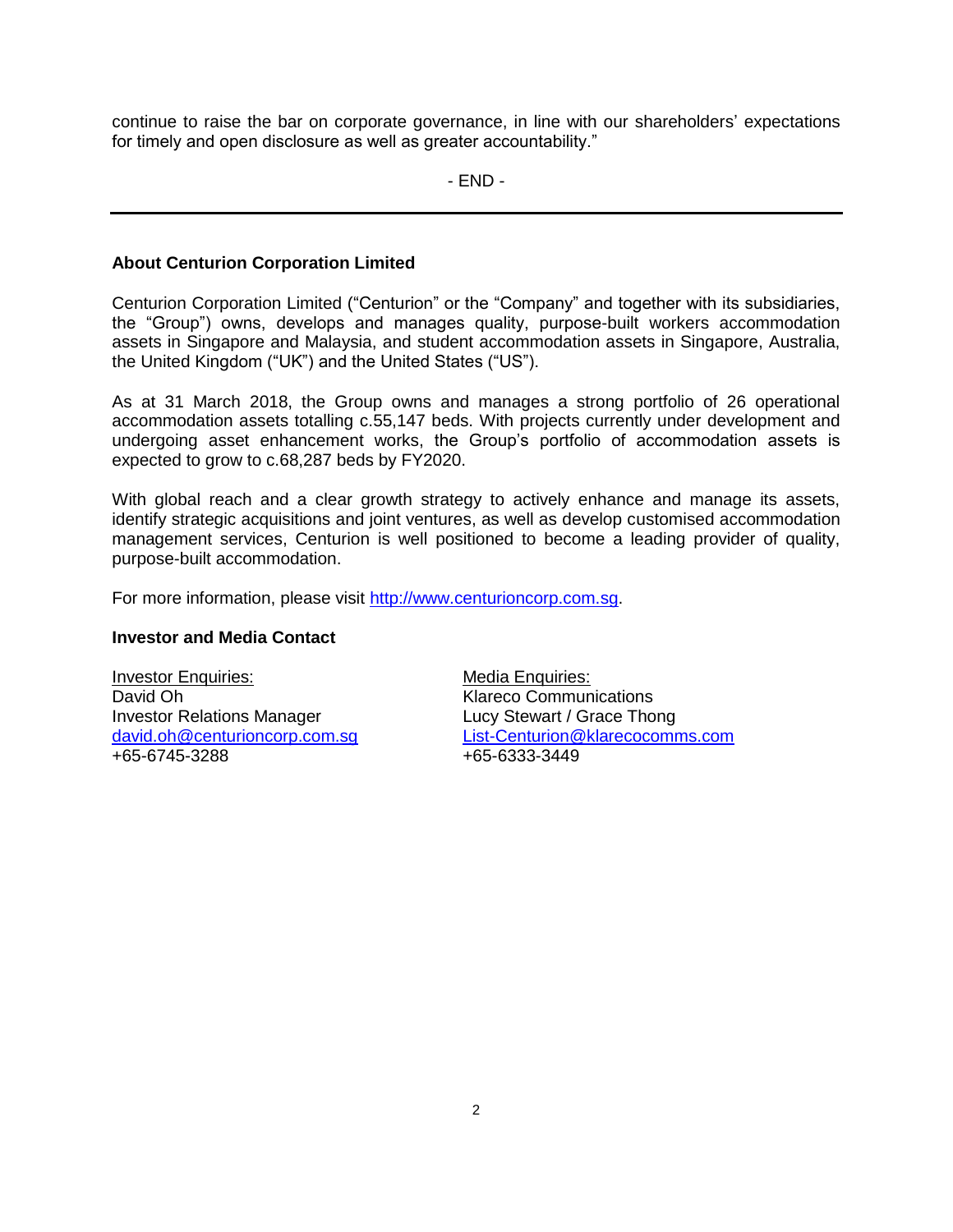continue to raise the bar on corporate governance, in line with our shareholders' expectations for timely and open disclosure as well as greater accountability."

- END -

---

**About Centurion Corporation Limited**

Centurion Corporation Limited ("Centurion" or the "Company" and together with its subsidiaries, the "Group") owns, develops and manages quality, purpose-built workers accommodation assets in Singapore and Malaysia, and student accommodation assets in Singapore, Australia, the United Kingdom ("UK") and the United States ("US").

As at 31 March 2018, the Group owns and manages a strong portfolio of 26 operational accommodation assets totalling c.55,147 beds. With projects currently under development and undergoing asset enhancement works, the Group's portfolio of accommodation assets is expected to grow to c.68,287 beds by FY2020.

With global reach and a clear growth strategy to actively enhance and manage its assets, identify strategic acquisitions and joint ventures, as well as develop customised accommodation management services, Centurion is well positioned to become a leading provider of quality, purpose-built accommodation.

For more information, please visit http://www.centurioncorp.com.sg.

**Investor and Media Contact**

Investor Enquiries:
David Oh
Investor Relations Manager
david.oh@centurioncorp.com.sg
+65-6745-3288

Media Enquiries:
Klareco Communications
Lucy Stewart / Grace Thong
List-Centurion@klarecocomms.com
+65-6333-3449